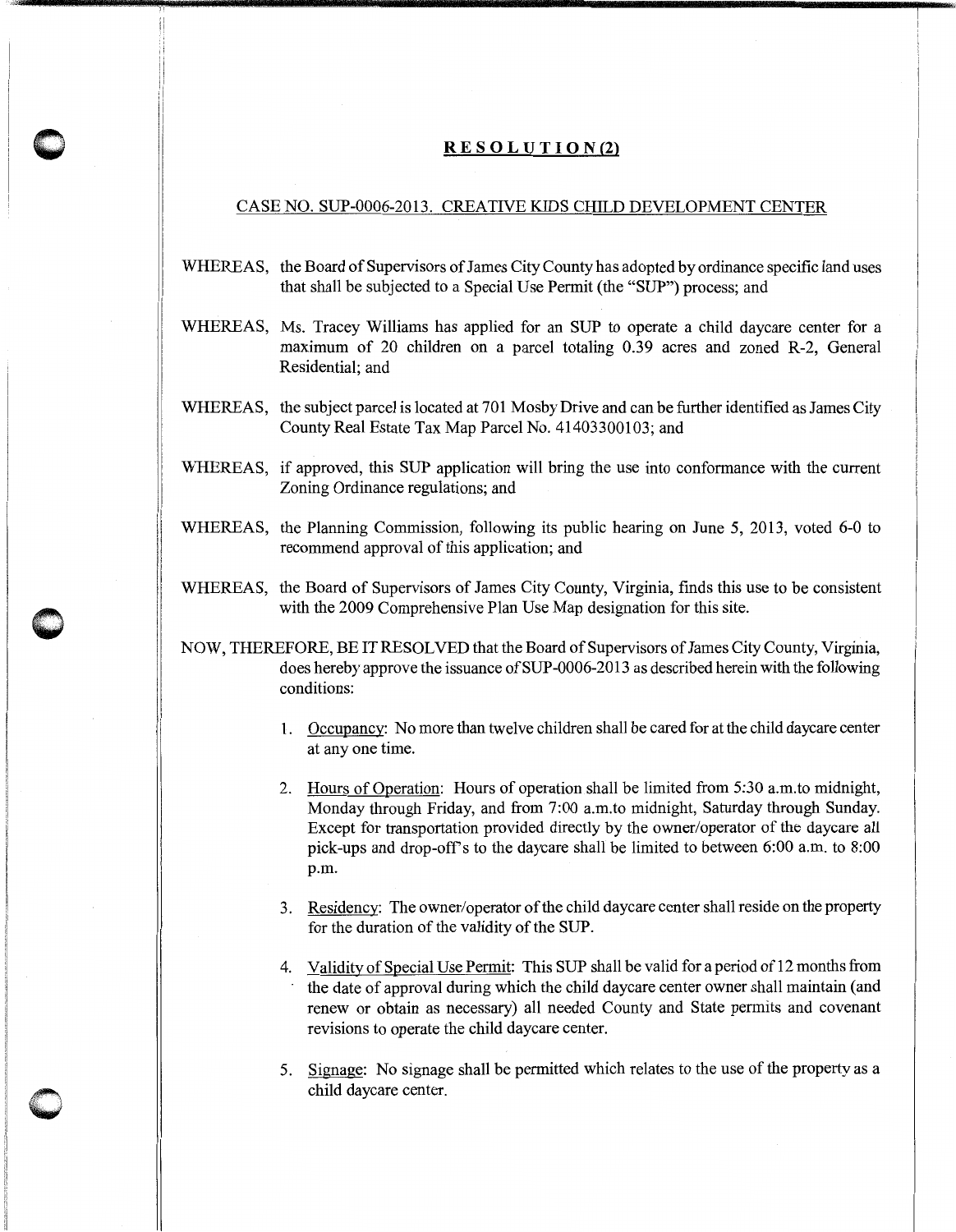## RESOLUTION(2)

### CASE NO. SUP-0006-2013. CREATIVE KIDS CHILD DEVELOPMENT CENTER

WHEREAS, the Board of Supervisors of James City County has adopted by ordinance specific land uses that shall be subjected to a Special Use Permit (the "SUP") process; and

WHEREAS, Ms. Tracey Williams has applied for an SUP to operate a child daycare center for a maximum of 20 children on a parcel totaling 0.39 acres and zoned R-2, General Residential; and

WHEREAS, the subject parcel is located at 701 Mosby Drive and can be further identified as James City County Real Estate Tax Map Parcel No. 41403300103; and

WHEREAS, if approved, this SUP application will bring the use into conformance with the current Zoning Ordinance regulations; and

WHEREAS, the Planning Commission, following its public hearing on June 5, 2013, voted 6-0 to recommend approval of this application; and

WHEREAS, the Board of Supervisors of James City County, Virginia, finds this use to be consistent with the 2009 Comprehensive Plan Use Map designation for this site.

NOW, THEREFORE, BE IT RESOLVED that the Board of Supervisors of James City County, Virginia, does hereby approve the issuance of SUP-0006-2013 as described herein with the following conditions:

1. Occupancy: No more than twelve children shall be cared for at the child daycare center at any one time.

2. Hours of Operation: Hours of operation shall be limited from 5:30 a.m.to midnight, Monday through Friday, and from 7:00 a.m.to midnight, Saturday through Sunday. Except for transportation provided directly by the owner/operator of the daycare all pick-ups and drop-off's to the daycare shall be limited to between 6:00 a.m. to 8:00 p.m.

3. Residency: The owner/operator of the child daycare center shall reside on the property for the duration of the validity of the SUP.

4. Validity of Special Use Permit: This SUP shall be valid for a period of 12 months from the date of approval during which the child daycare center owner shall maintain (and renew or obtain as necessary) all needed County and State permits and covenant revisions to operate the child daycare center.

5. Signage: No signage shall be permitted which relates to the use of the property as a child daycare center.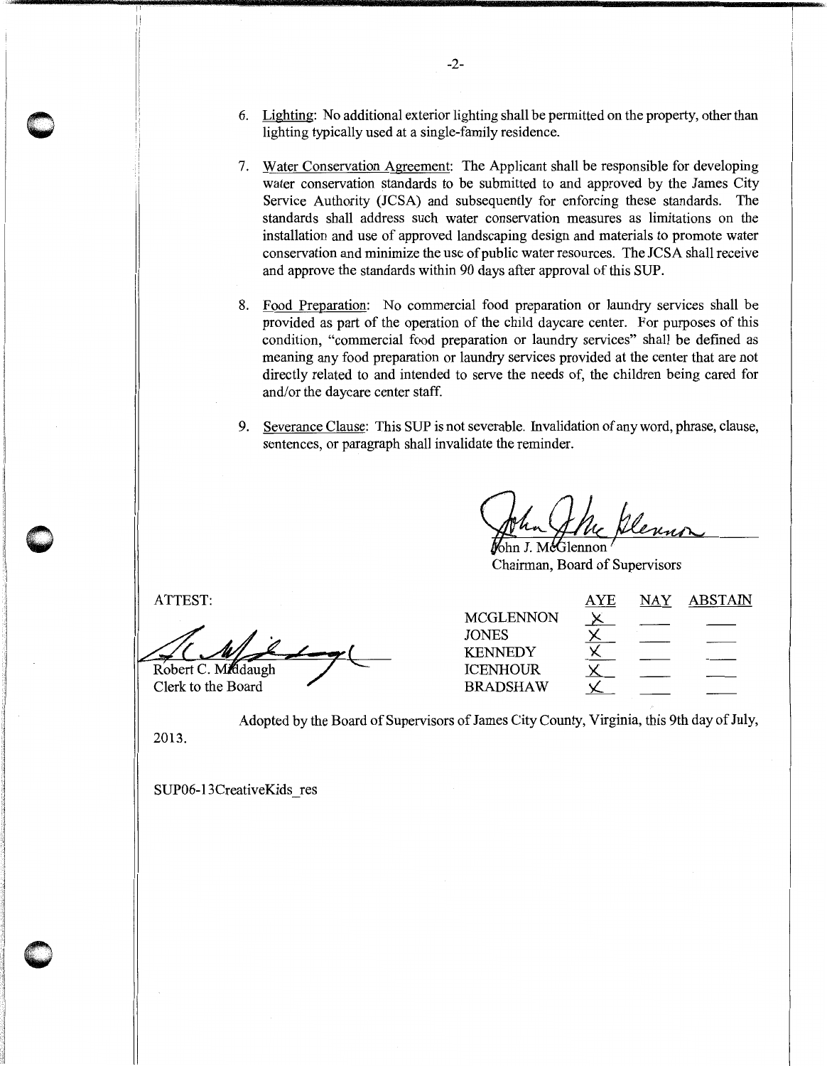6. Lighting: No additional exterior lighting shall be permitted on the property, other than lighting typically used at a single-family residence.

7. Water Conservation Agreement: The Applicant shall be responsible for developing water conservation standards to be submitted to and approved by the James City Service Authority (JCSA) and subsequently for enforcing these standards. The standards shall address such water conservation measures as limitations on the installation and use of approved landscaping design and materials to promote water conservation and minimize the use of public water resources. The JCSA shall receive and approve the standards within 90 days after approval of this SUP.

8. Food Preparation: No commercial food preparation or laundry services shall be provided as part of the operation of the child daycare center. For purposes of this condition, "commercial food preparation or laundry services" shall be defined as meaning any food preparation or laundry services provided at the center that are not directly related to and intended to serve the needs of, the children being cared for and/or the daycare center staff.

9. Severance Clause: This SUP is not severable. Invalidation of any word, phrase, clause, sentences, or paragraph shall invalidate the reminder.

John J. McGlennon
Chairman, Board of Supervisors

ATTEST:

Robert C. Middaugh
Clerk to the Board

| | AYE | NAY | ABSTAIN |
|---|---|---|---|
| MCGLENNON | X | | |
| JONES | X | | |
| KENNEDY | X | | |
| ICENHOUR | X | | |
| BRADSHAW | X | | |

Adopted by the Board of Supervisors of James City County, Virginia, this 9th day of July, 2013.

SUP06-13CreativeKids_res